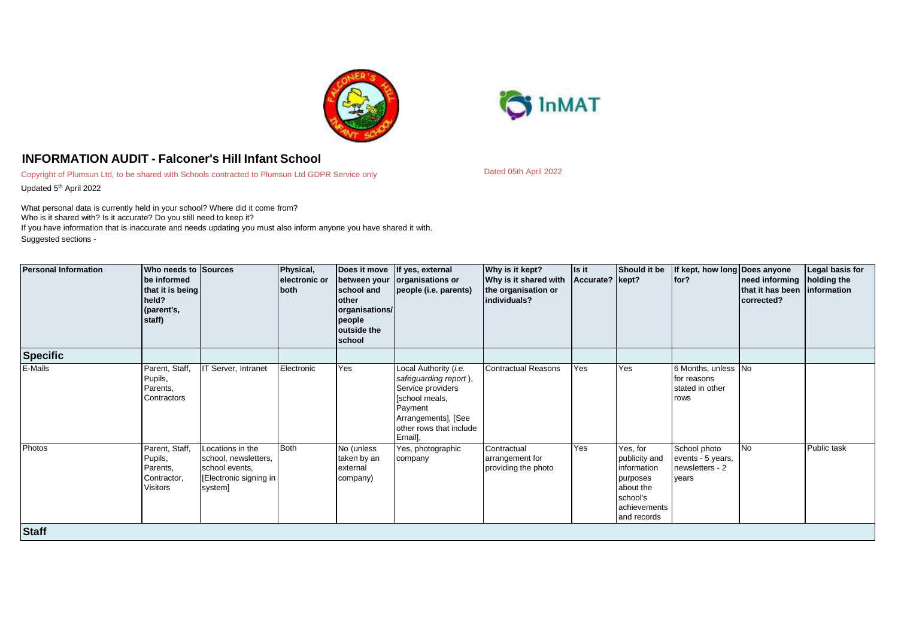# INFORMATION AUDIT - Falconer's Hill Infant School

Copyright of Plumsun Ltd, to be shared with Schools contracted to Plumsun Ltd GDPR Service only

Dated 05th April 2022

Updated 5th April 2022

What personal data is currently held in your school? Where did it come from?
Who is it shared with? Is it accurate? Do you still need to keep it?
If you have information that is inaccurate and needs updating you must also inform anyone you have shared it with.
Suggested sections -

| Personal Information | Who needs to be informed that it is being held? (parent's, staff) | Sources | Physical, electronic or both | Does it move between your school and other organisations/ people outside the school | If yes, external organisations or people (i.e. parents) | Why is it kept? Why is it shared with the organisation or individuals? | Is it Accurate? | Should it be kept? | If kept, how long for? | Does anyone need informing that it has been corrected? | Legal basis for holding the information |
|---|---|---|---|---|---|---|---|---|---|---|---|
| **Specific** | | | | | | | | | | | |
| E-Mails | Parent, Staff, Pupils, Parents, Contractors | IT Server, Intranet | Electronic | Yes | Local Authority (*i.e. safeguarding report*), Service providers [school meals, Payment Arrangements], [See other rows that include Email], | Contractual Reasons | Yes | Yes | 6 Months, unless for reasons stated in other rows | No | |
| Photos | Parent, Staff, Pupils, Parents, Contractor, Visitors | Locations in the school, newsletters, school events, [Electronic signing in system] | Both | No (unless taken by an external company) | Yes, photographic company | Contractual arrangement for providing the photo | Yes | Yes, for publicity and information purposes about the school's achievements and records | School photo events - 5 years, newsletters - 2 years | No | Public task |
| **Staff** | | | | | | | | | | | |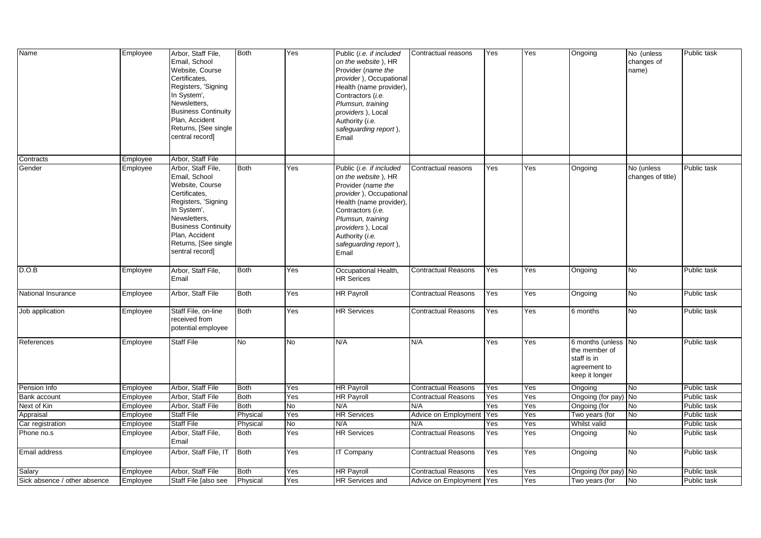| Name | Employee | Arbor, Staff File, Email, School Website, Course Certificates, Registers, 'Signing In System', Newsletters, Business Continuity Plan, Accident Returns, [See single central record] | Both | Yes | Public (*i.e. if included on the website* ), HR Provider (*name the provider* ), Occupational Health (name provider), Contractors (*i.e. Plumsun, training providers* ), Local Authority (*i.e. safeguarding report* ), Email | Contractual reasons | Yes | Yes | Ongoing | No (unless changes of name) | Public task |
|---|---|---|---|---|---|---|---|---|---|---|---|
| Contracts | Employee | Arbor, Staff File | | | | | | | | | |
| Gender | Employee | Arbor, Staff File, Email, School Website, Course Certificates, Registers, 'Signing In System', Newsletters, Business Continuity Plan, Accident Returns, [See single sentral record] | Both | Yes | Public (*i.e. if included on the website* ), HR Provider (*name the provider* ), Occupational Health (name provider), Contractors (*i.e. Plumsun, training providers* ), Local Authority (*i.e. safeguarding report* ), Email | Contractual reasons | Yes | Yes | Ongoing | No (unless changes of title) | Public task |
| D.O.B | Employee | Arbor, Staff File, Email | Both | Yes | Occupational Health, HR Serices | Contractual Reasons | Yes | Yes | Ongoing | No | Public task |
| National Insurance | Employee | Arbor, Staff File | Both | Yes | HR Payroll | Contractual Reasons | Yes | Yes | Ongoing | No | Public task |
| Job application | Employee | Staff File, on-line received from potential employee | Both | Yes | HR Services | Contractual Reasons | Yes | Yes | 6 months | No | Public task |
| References | Employee | Staff File | No | No | N/A | N/A | Yes | Yes | 6 months (unless the member of staff is in agreement to keep it longer | No | Public task |
| Pension Info | Employee | Arbor, Staff File | Both | Yes | HR Payroll | Contractual Reasons | Yes | Yes | Ongoing | No | Public task |
| Bank account | Employee | Arbor, Staff File | Both | Yes | HR Payroll | Contractual Reasons | Yes | Yes | Ongoing (for pay) | No | Public task |
| Next of Kin | Employee | Arbor, Staff File | Both | No | N/A | N/A | Yes | Yes | Ongoing (for | No | Public task |
| Appraisal | Employee | Staff File | Physical | Yes | HR Services | Advice on Employment | Yes | Yes | Two years (for | No | Public task |
| Car registration | Employee | Staff File | Physical | No | N/A | N/A | Yes | Yes | Whilst valid | | Public task |
| Phone no.s | Employee | Arbor, Staff File, Email | Both | Yes | HR Services | Contractual Reasons | Yes | Yes | Ongoing | No | Public task |
| Email address | Employee | Arbor, Staff File, IT | Both | Yes | IT Company | Contractual Reasons | Yes | Yes | Ongoing | No | Public task |
| Salary | Employee | Arbor, Staff File | Both | Yes | HR Payroll | Contractual Reasons | Yes | Yes | Ongoing (for pay) | No | Public task |
| Sick absence / other absence | Employee | Staff File [also see | Physical | Yes | HR Services and | Advice on Employment | Yes | Yes | Two years (for | No | Public task |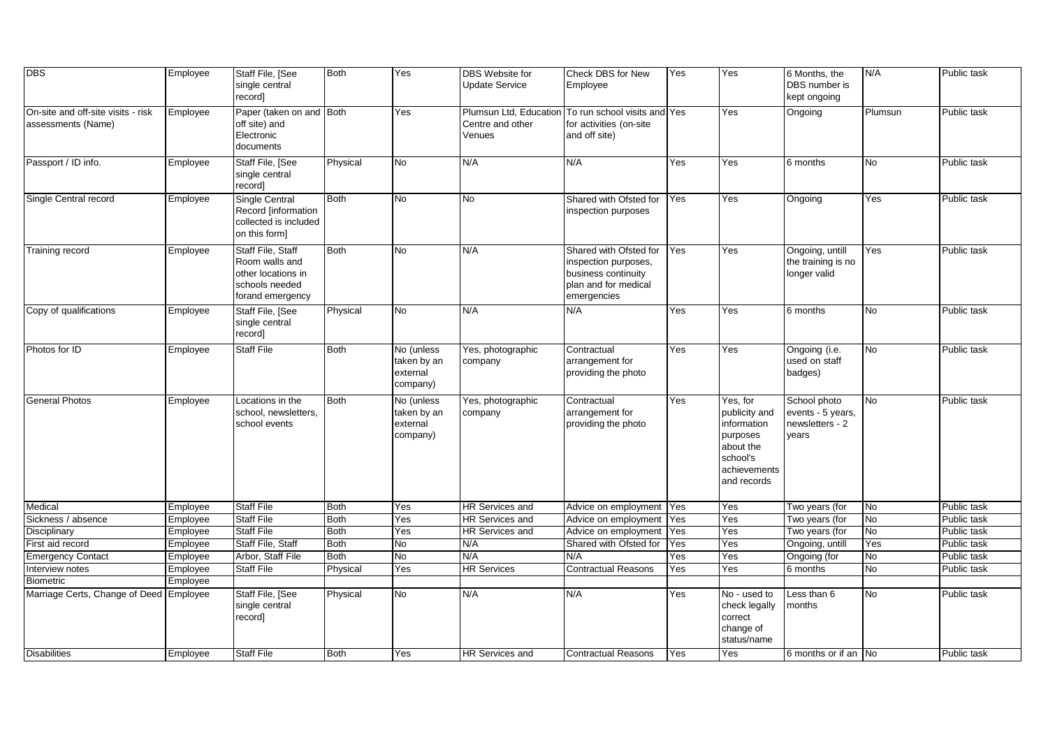| DBS | Employee | Staff File, [See single central record] | Both | Yes | DBS Website for Update Service | Check DBS for New Employee | Yes | Yes | 6 Months, the DBS number is kept ongoing | N/A | Public task |
|---|---|---|---|---|---|---|---|---|---|---|---|
| On-site and off-site visits - risk assessments (Name) | Employee | Paper (taken on and off site) and Electronic documents | Both | Yes | Plumsun Ltd, Education Centre and other Venues | To run school visits and for activities (on-site and off site) | Yes | Yes | Ongoing | Plumsun | Public task |
| Passport / ID info. | Employee | Staff File, [See single central record] | Physical | No | N/A | N/A | Yes | Yes | 6 months | No | Public task |
| Single Central record | Employee | Single Central Record [information collected is included on this form] | Both | No | No | Shared with Ofsted for inspection purposes | Yes | Yes | Ongoing | Yes | Public task |
| Training record | Employee | Staff File, Staff Room walls and other locations in schools needed forand emergency | Both | No | N/A | Shared with Ofsted for inspection purposes, business continuity plan and for medical emergencies | Yes | Yes | Ongoing, untill the training is no longer valid | Yes | Public task |
| Copy of qualifications | Employee | Staff File, [See single central record] | Physical | No | N/A | N/A | Yes | Yes | 6 months | No | Public task |
| Photos for ID | Employee | Staff File | Both | No (unless taken by an external company) | Yes, photographic company | Contractual arrangement for providing the photo | Yes | Yes | Ongoing (i.e. used on staff badges) | No | Public task |
| General Photos | Employee | Locations in the school, newsletters, school events | Both | No (unless taken by an external company) | Yes, photographic company | Contractual arrangement for providing the photo | Yes | Yes, for publicity and information purposes about the school's achievements and records | School photo events - 5 years, newsletters - 2 years | No | Public task |
| Medical | Employee | Staff File | Both | Yes | HR Services and | Advice on employment | Yes | Yes | Two years (for | No | Public task |
| Sickness / absence | Employee | Staff File | Both | Yes | HR Services and | Advice on employment | Yes | Yes | Two years (for | No | Public task |
| Disciplinary | Employee | Staff File | Both | Yes | HR Services and | Advice on employment | Yes | Yes | Two years (for | No | Public task |
| First aid record | Employee | Staff File, Staff | Both | No | N/A | Shared with Ofsted for | Yes | Yes | Ongoing, untill | Yes | Public task |
| Emergency Contact | Employee | Arbor, Staff File | Both | No | N/A | N/A | Yes | Yes | Ongoing (for | No | Public task |
| Interview notes | Employee | Staff File | Physical | Yes | HR Services | Contractual Reasons | Yes | Yes | 6 months | No | Public task |
| Biometric | Employee | | | | | | | | | | |
| Marriage Certs, Change of Deed | Employee | Staff File, [See single central record] | Physical | No | N/A | N/A | Yes | No - used to check legally correct change of status/name | Less than 6 months | No | Public task |
| Disabilities | Employee | Staff File | Both | Yes | HR Services and | Contractual Reasons | Yes | Yes | 6 months or if an | No | Public task |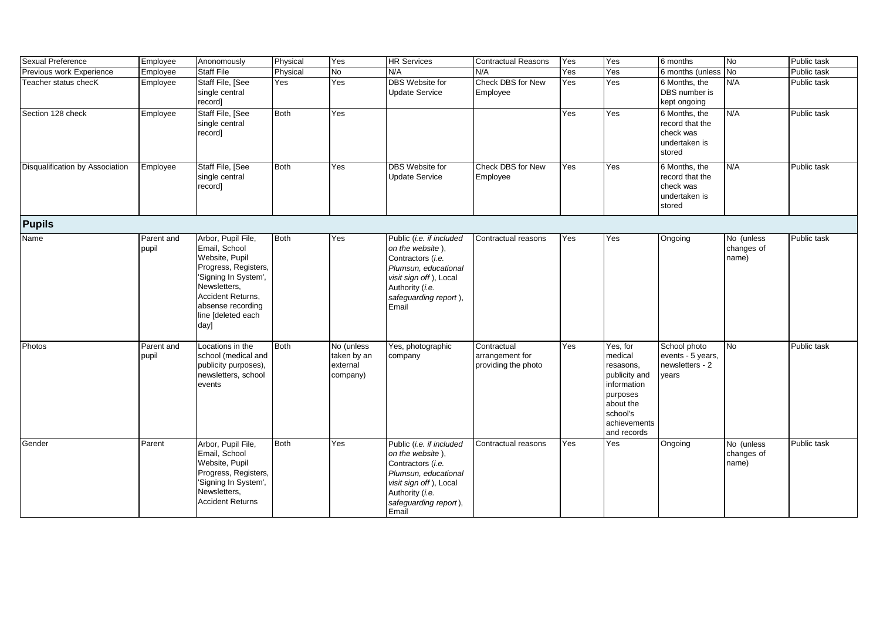| | | | | | | | | | | | |
|---|---|---|---|---|---|---|---|---|---|---|---|
| Sexual Preference | Employee | Anonomously | Physical | Yes | HR Services | Contractual Reasons | Yes | Yes | 6 months | No | Public task |
| Previous work Experience | Employee | Staff File | Physical | No | N/A | N/A | Yes | Yes | 6 months (unless | No | Public task |
| Teacher status checK | Employee | Staff File, [See single central record] | Yes | Yes | DBS Website for Update Service | Check DBS for New Employee | Yes | Yes | 6 Months, the DBS number is kept ongoing | N/A | Public task |
| Section 128 check | Employee | Staff File, [See single central record] | Both | Yes | | | Yes | Yes | 6 Months, the record that the check was undertaken is stored | N/A | Public task |
| Disqualification by Association | Employee | Staff File, [See single central record] | Both | Yes | DBS Website for Update Service | Check DBS for New Employee | Yes | Yes | 6 Months, the record that the check was undertaken is stored | N/A | Public task |
| **Pupils** | | | | | | | | | | | |
| Name | Parent and pupil | Arbor, Pupil File, Email, School Website, Pupil Progress, Registers, 'Signing In System', Newsletters, Accident Returns, absense recording line [deleted each day] | Both | Yes | Public (*i.e. if included on the website* ), Contractors (*i.e. Plumsun, educational visit sign off* ), Local Authority (*i.e. safeguarding report* ), Email | Contractual reasons | Yes | Yes | Ongoing | No (unless changes of name) | Public task |
| Photos | Parent and pupil | Locations in the school (medical and publicity purposes), newsletters, school events | Both | No (unless taken by an external company) | Yes, photographic company | Contractual arrangement for providing the photo | Yes | Yes, for medical resasons, publicity and information purposes about the school's achievements and records | School photo events - 5 years, newsletters - 2 years | No | Public task |
| Gender | Parent | Arbor, Pupil File, Email, School Website, Pupil Progress, Registers, 'Signing In System', Newsletters, Accident Returns | Both | Yes | Public (*i.e. if included on the website* ), Contractors (*i.e. Plumsun, educational visit sign off* ), Local Authority (*i.e. safeguarding report* ), Email | Contractual reasons | Yes | Yes | Ongoing | No (unless changes of name) | Public task |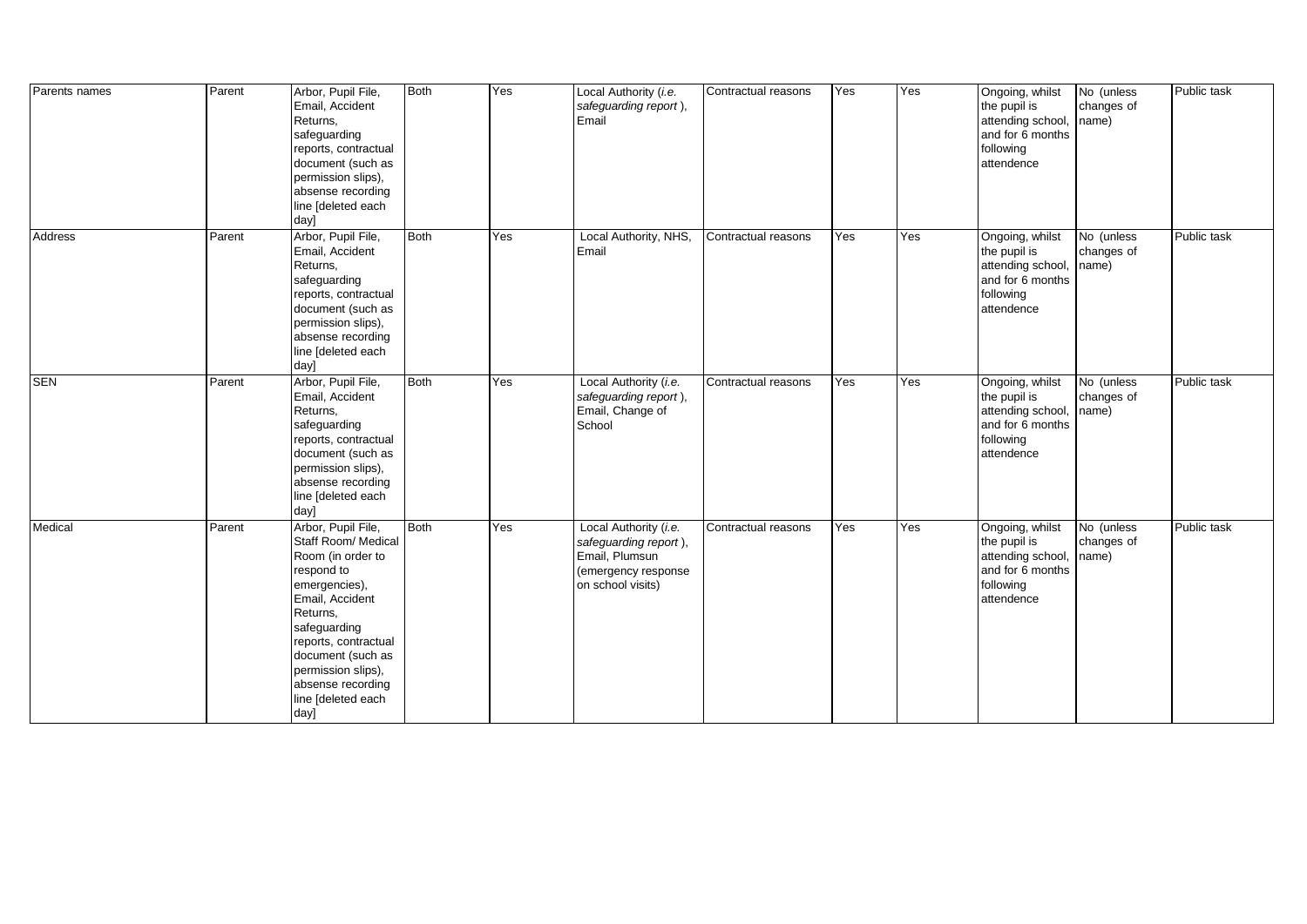| Parents names | Parent | Arbor, Pupil File, Email, Accident Returns, safeguarding reports, contractual document (such as permission slips), absense recording line [deleted each day] | Both | Yes | Local Authority (*i.e. safeguarding report* ), Email | Contractual reasons | Yes | Yes | Ongoing, whilst the pupil is attending school, and for 6 months following attendence | No (unless changes of name) | Public task |
|---|---|---|---|---|---|---|---|---|---|---|---|
| Address | Parent | Arbor, Pupil File, Email, Accident Returns, safeguarding reports, contractual document (such as permission slips), absense recording line [deleted each day] | Both | Yes | Local Authority, NHS, Email | Contractual reasons | Yes | Yes | Ongoing, whilst the pupil is attending school, and for 6 months following attendence | No (unless changes of name) | Public task |
| SEN | Parent | Arbor, Pupil File, Email, Accident Returns, safeguarding reports, contractual document (such as permission slips), absense recording line [deleted each day] | Both | Yes | Local Authority (*i.e. safeguarding report* ), Email, Change of School | Contractual reasons | Yes | Yes | Ongoing, whilst the pupil is attending school, and for 6 months following attendence | No (unless changes of name) | Public task |
| Medical | Parent | Arbor, Pupil File, Staff Room/ Medical Room (in order to respond to emergencies), Email, Accident Returns, safeguarding reports, contractual document (such as permission slips), absense recording line [deleted each day] | Both | Yes | Local Authority (*i.e. safeguarding report* ), Email, Plumsun (emergency response on school visits) | Contractual reasons | Yes | Yes | Ongoing, whilst the pupil is attending school, and for 6 months following attendence | No (unless changes of name) | Public task |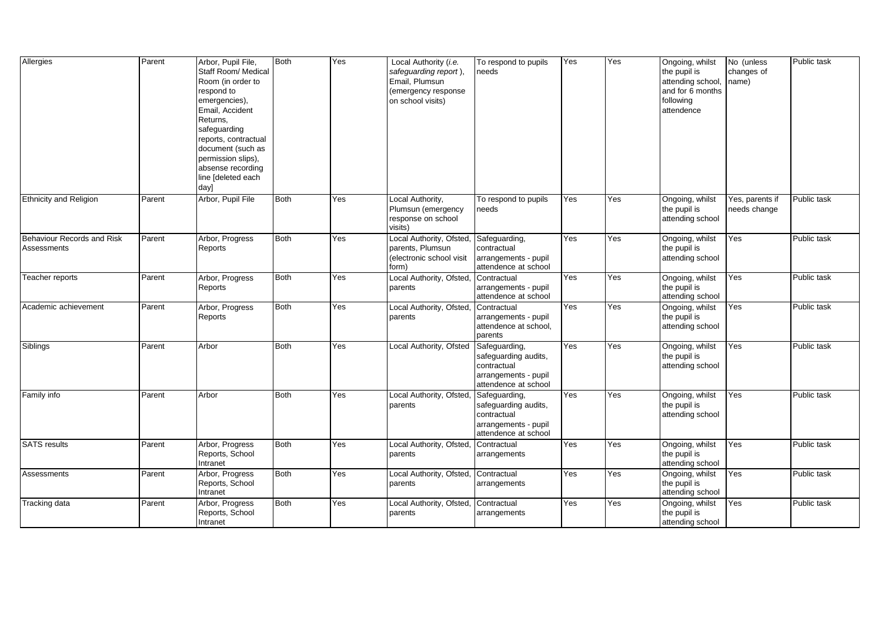| Allergies | Parent | Arbor, Pupil File, Staff Room/ Medical Room (in order to respond to emergencies), Email, Accident Returns, safeguarding reports, contractual document (such as permission slips), absense recording line [deleted each day] | Both | Yes | Local Authority (*i.e. safeguarding report* ), Email, Plumsun (emergency response on school visits) | To respond to pupils needs | Yes | Yes | Ongoing, whilst the pupil is attending school, and for 6 months following attendence | No (unless changes of name) | Public task |
|---|---|---|---|---|---|---|---|---|---|---|---|
| Ethnicity and Religion | Parent | Arbor, Pupil File | Both | Yes | Local Authority, Plumsun (emergency response on school visits) | To respond to pupils needs | Yes | Yes | Ongoing, whilst the pupil is attending school | Yes, parents if needs change | Public task |
| Behaviour Records and Risk Assessments | Parent | Arbor, Progress Reports | Both | Yes | Local Authority, Ofsted, parents, Plumsun (electronic school visit form) | Safeguarding, contractual arrangements - pupil attendence at school | Yes | Yes | Ongoing, whilst the pupil is attending school | Yes | Public task |
| Teacher reports | Parent | Arbor, Progress Reports | Both | Yes | Local Authority, Ofsted, parents | Contractual arrangements - pupil attendence at school | Yes | Yes | Ongoing, whilst the pupil is attending school | Yes | Public task |
| Academic achievement | Parent | Arbor, Progress Reports | Both | Yes | Local Authority, Ofsted, parents | Contractual arrangements - pupil attendence at school, parents | Yes | Yes | Ongoing, whilst the pupil is attending school | Yes | Public task |
| Siblings | Parent | Arbor | Both | Yes | Local Authority, Ofsted | Safeguarding, safeguarding audits, contractual arrangements - pupil attendence at school | Yes | Yes | Ongoing, whilst the pupil is attending school | Yes | Public task |
| Family info | Parent | Arbor | Both | Yes | Local Authority, Ofsted, parents | Safeguarding, safeguarding audits, contractual arrangements - pupil attendence at school | Yes | Yes | Ongoing, whilst the pupil is attending school | Yes | Public task |
| SATS results | Parent | Arbor, Progress Reports, School Intranet | Both | Yes | Local Authority, Ofsted, parents | Contractual arrangements | Yes | Yes | Ongoing, whilst the pupil is attending school | Yes | Public task |
| Assessments | Parent | Arbor, Progress Reports, School Intranet | Both | Yes | Local Authority, Ofsted, parents | Contractual arrangements | Yes | Yes | Ongoing, whilst the pupil is attending school | Yes | Public task |
| Tracking data | Parent | Arbor, Progress Reports, School Intranet | Both | Yes | Local Authority, Ofsted, parents | Contractual arrangements | Yes | Yes | Ongoing, whilst the pupil is attending school | Yes | Public task |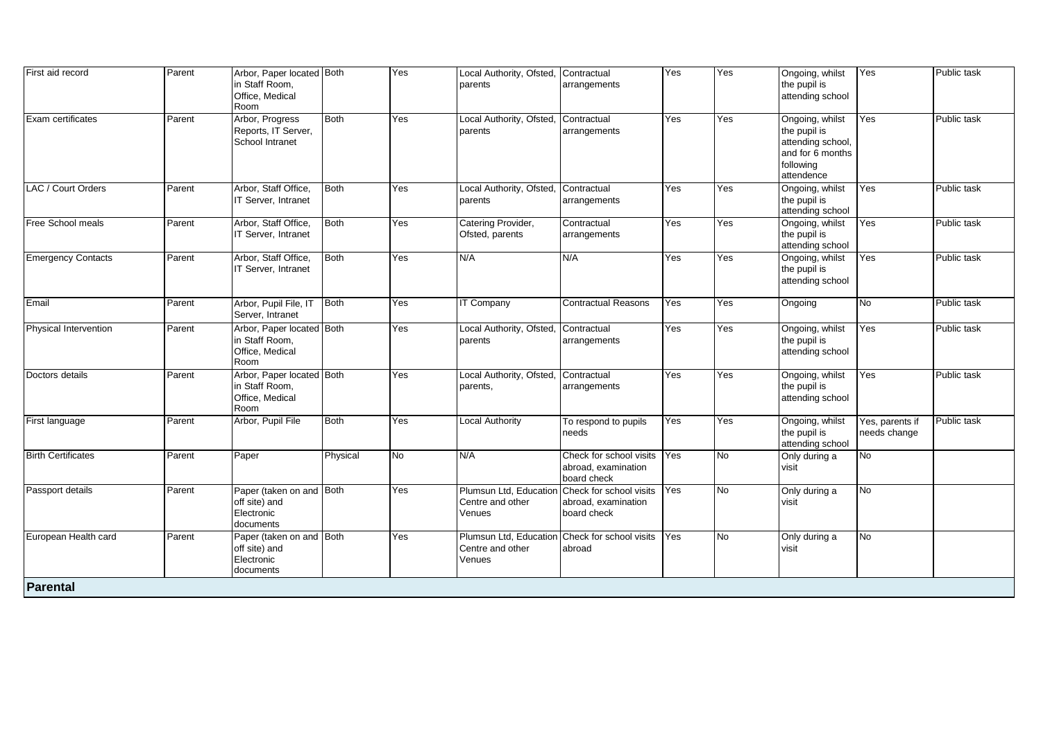| | | | | | | | | | | | |
|---|---|---|---|---|---|---|---|---|---|---|---|
| First aid record | Parent | Arbor, Paper located in Staff Room, Office, Medical Room | Both | Yes | Local Authority, Ofsted, parents | Contractual arrangements | Yes | Yes | Ongoing, whilst the pupil is attending school | Yes | Public task |
| Exam certificates | Parent | Arbor, Progress Reports, IT Server, School Intranet | Both | Yes | Local Authority, Ofsted, parents | Contractual arrangements | Yes | Yes | Ongoing, whilst the pupil is attending school, and for 6 months following attendence | Yes | Public task |
| LAC / Court Orders | Parent | Arbor, Staff Office, IT Server, Intranet | Both | Yes | Local Authority, Ofsted, parents | Contractual arrangements | Yes | Yes | Ongoing, whilst the pupil is attending school | Yes | Public task |
| Free School meals | Parent | Arbor, Staff Office, IT Server, Intranet | Both | Yes | Catering Provider, Ofsted, parents | Contractual arrangements | Yes | Yes | Ongoing, whilst the pupil is attending school | Yes | Public task |
| Emergency Contacts | Parent | Arbor, Staff Office, IT Server, Intranet | Both | Yes | N/A | N/A | Yes | Yes | Ongoing, whilst the pupil is attending school | Yes | Public task |
| Email | Parent | Arbor, Pupil File, IT Server, Intranet | Both | Yes | IT Company | Contractual Reasons | Yes | Yes | Ongoing | No | Public task |
| Physical Intervention | Parent | Arbor, Paper located in Staff Room, Office, Medical Room | Both | Yes | Local Authority, Ofsted, parents | Contractual arrangements | Yes | Yes | Ongoing, whilst the pupil is attending school | Yes | Public task |
| Doctors details | Parent | Arbor, Paper located in Staff Room, Office, Medical Room | Both | Yes | Local Authority, Ofsted, parents, | Contractual arrangements | Yes | Yes | Ongoing, whilst the pupil is attending school | Yes | Public task |
| First language | Parent | Arbor, Pupil File | Both | Yes | Local Authority | To respond to pupils needs | Yes | Yes | Ongoing, whilst the pupil is attending school | Yes, parents if needs change | Public task |
| Birth Certificates | Parent | Paper | Physical | No | N/A | Check for school visits abroad, examination board check | Yes | No | Only during a visit | No | |
| Passport details | Parent | Paper (taken on and off site) and Electronic documents | Both | Yes | Plumsun Ltd, Education Centre and other Venues | Check for school visits abroad, examination board check | Yes | No | Only during a visit | No | |
| European Health card | Parent | Paper (taken on and off site) and Electronic documents | Both | Yes | Plumsun Ltd, Education Centre and other Venues | Check for school visits abroad | Yes | No | Only during a visit | No | |
| **Parental** | | | | | | | | | | | |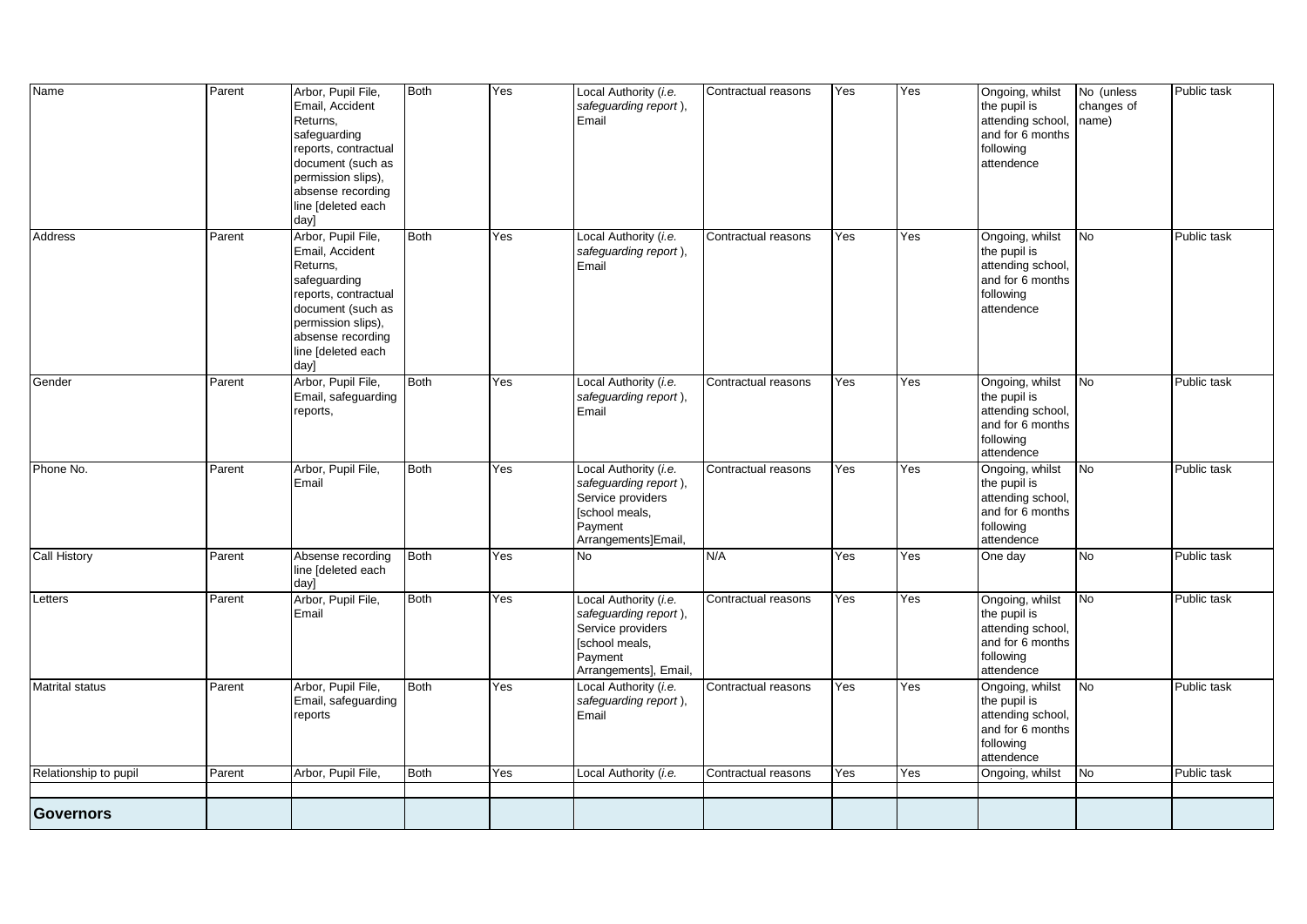| Name | Parent | Arbor, Pupil File, Email, Accident Returns, safeguarding reports, contractual document (such as permission slips), absense recording line [deleted each day] | Both | Yes | Local Authority (*i.e. safeguarding report* ), Email | Contractual reasons | Yes | Yes | Ongoing, whilst the pupil is attending school, and for 6 months following attendence | No (unless changes of name) | Public task |
|---|---|---|---|---|---|---|---|---|---|---|---|
| Address | Parent | Arbor, Pupil File, Email, Accident Returns, safeguarding reports, contractual document (such as permission slips), absense recording line [deleted each day] | Both | Yes | Local Authority (*i.e. safeguarding report* ), Email | Contractual reasons | Yes | Yes | Ongoing, whilst the pupil is attending school, and for 6 months following attendence | No | Public task |
| Gender | Parent | Arbor, Pupil File, Email, safeguarding reports, | Both | Yes | Local Authority (*i.e. safeguarding report* ), Email | Contractual reasons | Yes | Yes | Ongoing, whilst the pupil is attending school, and for 6 months following attendence | No | Public task |
| Phone No. | Parent | Arbor, Pupil File, Email | Both | Yes | Local Authority (*i.e. safeguarding report* ), Service providers [school meals, Payment Arrangements]Email, | Contractual reasons | Yes | Yes | Ongoing, whilst the pupil is attending school, and for 6 months following attendence | No | Public task |
| Call History | Parent | Absense recording line [deleted each day] | Both | Yes | No | N/A | Yes | Yes | One day | No | Public task |
| Letters | Parent | Arbor, Pupil File, Email | Both | Yes | Local Authority (*i.e. safeguarding report* ), Service providers [school meals, Payment Arrangements], Email, | Contractual reasons | Yes | Yes | Ongoing, whilst the pupil is attending school, and for 6 months following attendence | No | Public task |
| Matrital status | Parent | Arbor, Pupil File, Email, safeguarding reports | Both | Yes | Local Authority (*i.e. safeguarding report* ), Email | Contractual reasons | Yes | Yes | Ongoing, whilst the pupil is attending school, and for 6 months following attendence | No | Public task |
| Relationship to pupil | Parent | Arbor, Pupil File, | Both | Yes | Local Authority (*i.e.* | Contractual reasons | Yes | Yes | Ongoing, whilst | No | Public task |
| | | | | | | | | | | | |
| **Governors** | | | | | | | | | | | |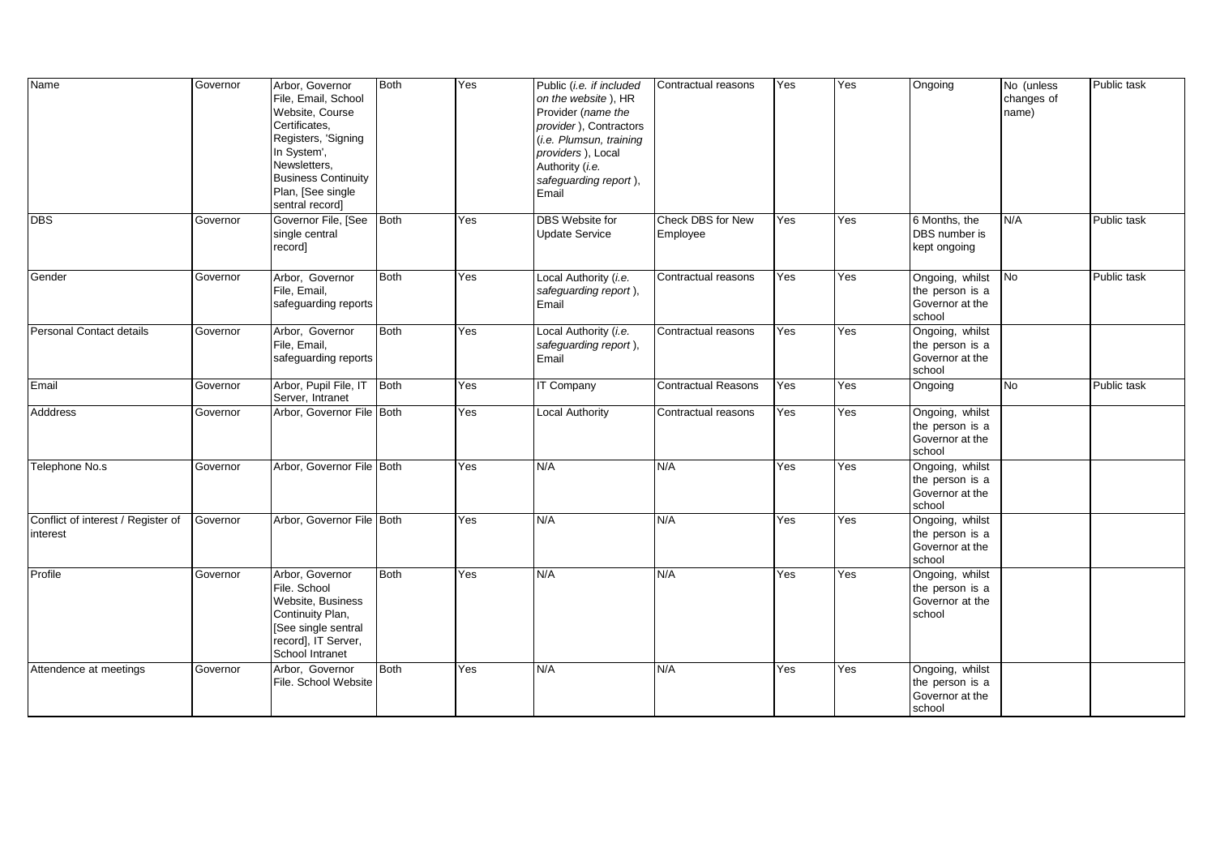| Name | Governor | Arbor, Governor File, Email, School Website, Course Certificates, Registers, 'Signing In System', Newsletters, Business Continuity Plan, [See single sentral record] | Both | Yes | Public (*i.e. if included on the website* ), HR Provider (*name the provider* ), Contractors (*i.e. Plumsun, training providers* ), Local Authority (*i.e. safeguarding report* ), Email | Contractual reasons | Yes | Yes | Ongoing | No (unless changes of name) | Public task |
|---|---|---|---|---|---|---|---|---|---|---|---|
| DBS | Governor | Governor File, [See single central record] | Both | Yes | DBS Website for Update Service | Check DBS for New Employee | Yes | Yes | 6 Months, the DBS number is kept ongoing | N/A | Public task |
| Gender | Governor | Arbor, Governor File, Email, safeguarding reports | Both | Yes | Local Authority (*i.e. safeguarding report* ), Email | Contractual reasons | Yes | Yes | Ongoing, whilst the person is a Governor at the school | No | Public task |
| Personal Contact details | Governor | Arbor, Governor File, Email, safeguarding reports | Both | Yes | Local Authority (*i.e. safeguarding report* ), Email | Contractual reasons | Yes | Yes | Ongoing, whilst the person is a Governor at the school | | |
| Email | Governor | Arbor, Pupil File, IT Server, Intranet | Both | Yes | IT Company | Contractual Reasons | Yes | Yes | Ongoing | No | Public task |
| Adddress | Governor | Arbor, Governor File | Both | Yes | Local Authority | Contractual reasons | Yes | Yes | Ongoing, whilst the person is a Governor at the school | | |
| Telephone No.s | Governor | Arbor, Governor File | Both | Yes | N/A | N/A | Yes | Yes | Ongoing, whilst the person is a Governor at the school | | |
| Conflict of interest / Register of interest | Governor | Arbor, Governor File | Both | Yes | N/A | N/A | Yes | Yes | Ongoing, whilst the person is a Governor at the school | | |
| Profile | Governor | Arbor, Governor File. School Website, Business Continuity Plan, [See single sentral record], IT Server, School Intranet | Both | Yes | N/A | N/A | Yes | Yes | Ongoing, whilst the person is a Governor at the school | | |
| Attendence at meetings | Governor | Arbor, Governor File. School Website | Both | Yes | N/A | N/A | Yes | Yes | Ongoing, whilst the person is a Governor at the school | | |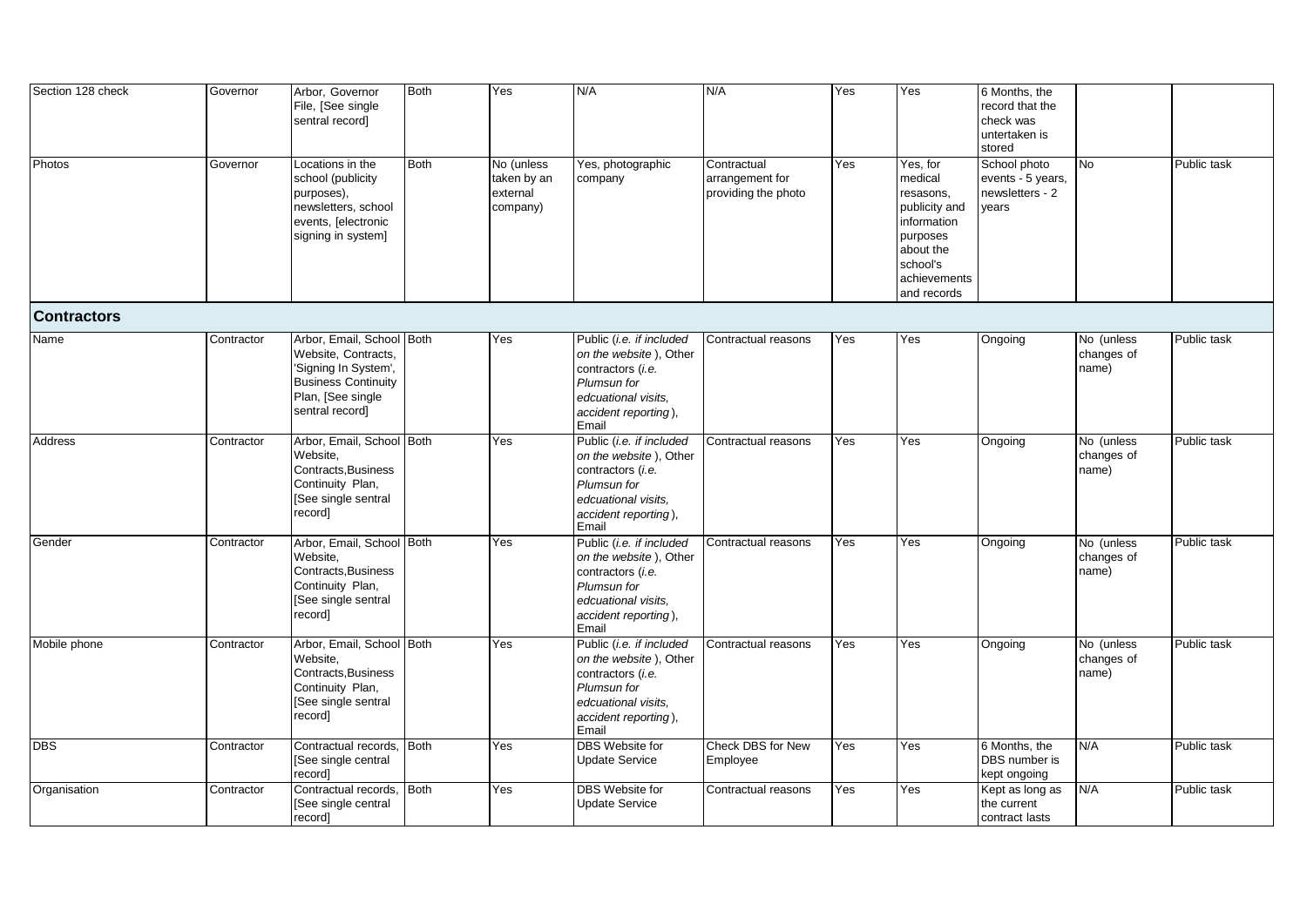| | | | | | | | | | | | |
|---|---|---|---|---|---|---|---|---|---|---|---|
| Section 128 check | Governor | Arbor, Governor File, [See single sentral record] | Both | Yes | N/A | N/A | Yes | Yes | 6 Months, the record that the check was untertaken is stored | | |
| Photos | Governor | Locations in the school (publicity purposes), newsletters, school events, [electronic signing in system] | Both | No (unless taken by an external company) | Yes, photographic company | Contractual arrangement for providing the photo | Yes | Yes, for medical resasons, publicity and information purposes about the school's achievements and records | School photo events - 5 years, newsletters - 2 years | No | Public task |
| **Contractors** | | | | | | | | | | | |
| Name | Contractor | Arbor, Email, School Website, Contracts, 'Signing In System', Business Continuity Plan, [See single sentral record] | Both | Yes | Public (*i.e. if included on the website*), Other contractors (*i.e. Plumsun for edcuational visits, accident reporting*), Email | Contractual reasons | Yes | Yes | Ongoing | No (unless changes of name) | Public task |
| Address | Contractor | Arbor, Email, School Website, Contracts,Business Continuity Plan, [See single sentral record] | Both | Yes | Public (*i.e. if included on the website*), Other contractors (*i.e. Plumsun for edcuational visits, accident reporting*), Email | Contractual reasons | Yes | Yes | Ongoing | No (unless changes of name) | Public task |
| Gender | Contractor | Arbor, Email, School Website, Contracts,Business Continuity Plan, [See single sentral record] | Both | Yes | Public (*i.e. if included on the website*), Other contractors (*i.e. Plumsun for edcuational visits, accident reporting*), Email | Contractual reasons | Yes | Yes | Ongoing | No (unless changes of name) | Public task |
| Mobile phone | Contractor | Arbor, Email, School Website, Contracts,Business Continuity Plan, [See single sentral record] | Both | Yes | Public (*i.e. if included on the website*), Other contractors (*i.e. Plumsun for edcuational visits, accident reporting*), Email | Contractual reasons | Yes | Yes | Ongoing | No (unless changes of name) | Public task |
| DBS | Contractor | Contractual records, [See single central record] | Both | Yes | DBS Website for Update Service | Check DBS for New Employee | Yes | Yes | 6 Months, the DBS number is kept ongoing | N/A | Public task |
| Organisation | Contractor | Contractual records, [See single central record] | Both | Yes | DBS Website for Update Service | Contractual reasons | Yes | Yes | Kept as long as the current contract lasts | N/A | Public task |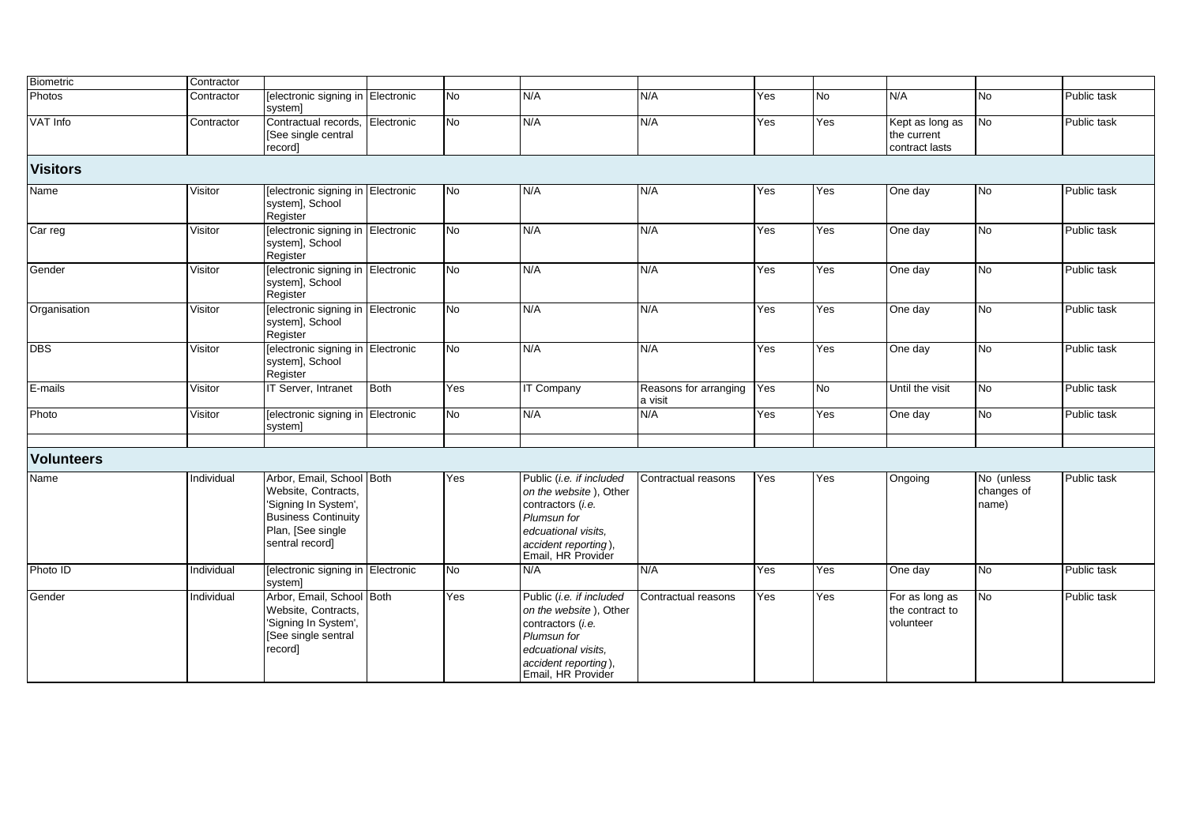| | | | | | | | | | | | |
|---|---|---|---|---|---|---|---|---|---|---|---|
| Biometric | Contractor | | | | | | | | | | |
| Photos | Contractor | [electronic signing in system] | Electronic | No | N/A | N/A | Yes | No | N/A | No | Public task |
| VAT Info | Contractor | Contractual records, [See single central record] | Electronic | No | N/A | N/A | Yes | Yes | Kept as long as the current contract lasts | No | Public task |
| **Visitors** | | | | | | | | | | | |
| Name | Visitor | [electronic signing in system], School Register | Electronic | No | N/A | N/A | Yes | Yes | One day | No | Public task |
| Car reg | Visitor | [electronic signing in system], School Register | Electronic | No | N/A | N/A | Yes | Yes | One day | No | Public task |
| Gender | Visitor | [electronic signing in system], School Register | Electronic | No | N/A | N/A | Yes | Yes | One day | No | Public task |
| Organisation | Visitor | [electronic signing in system], School Register | Electronic | No | N/A | N/A | Yes | Yes | One day | No | Public task |
| DBS | Visitor | [electronic signing in system], School Register | Electronic | No | N/A | N/A | Yes | Yes | One day | No | Public task |
| E-mails | Visitor | IT Server, Intranet | Both | Yes | IT Company | Reasons for arranging a visit | Yes | No | Until the visit | No | Public task |
| Photo | Visitor | [electronic signing in system] | Electronic | No | N/A | N/A | Yes | Yes | One day | No | Public task |
| | | | | | | | | | | | |
| **Volunteers** | | | | | | | | | | | |
| Name | Individual | Arbor, Email, School Website, Contracts, 'Signing In System', Business Continuity Plan, [See single sentral record] | Both | Yes | Public (*i.e. if included on the website*), Other contractors (*i.e. Plumsun for edcuational visits, accident reporting*), Email, HR Provider | Contractual reasons | Yes | Yes | Ongoing | No (unless changes of name) | Public task |
| Photo ID | Individual | [electronic signing in system] | Electronic | No | N/A | N/A | Yes | Yes | One day | No | Public task |
| Gender | Individual | Arbor, Email, School Website, Contracts, 'Signing In System', [See single sentral record] | Both | Yes | Public (*i.e. if included on the website*), Other contractors (*i.e. Plumsun for edcuational visits, accident reporting*), Email, HR Provider | Contractual reasons | Yes | Yes | For as long as the contract to volunteer | No | Public task |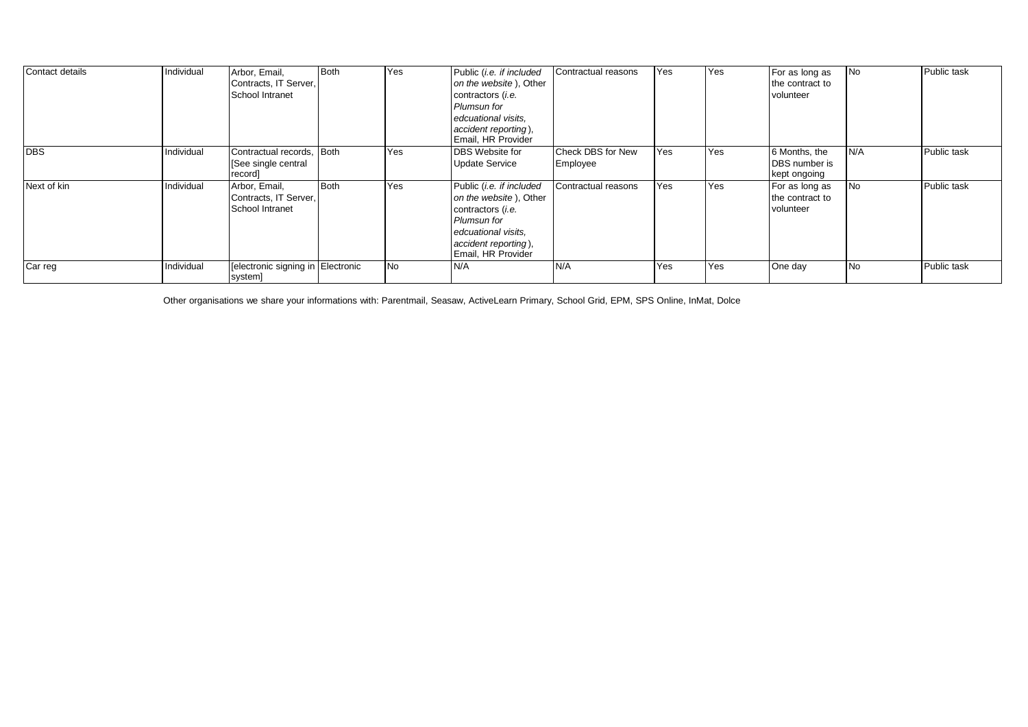| | | | | | | | | | | | |
|---|---|---|---|---|---|---|---|---|---|---|---|
| Contact details | Individual | Arbor, Email, Contracts, IT Server, School Intranet | Both | Yes | Public (*i.e. if included on the website* ), Other contractors (*i.e. Plumsun for edcuational visits, accident reporting* ), Email, HR Provider | Contractual reasons | Yes | Yes | For as long as the contract to volunteer | No | Public task |
| DBS | Individual | Contractual records, [See single central record] | Both | Yes | DBS Website for Update Service | Check DBS for New Employee | Yes | Yes | 6 Months, the DBS number is kept ongoing | N/A | Public task |
| Next of kin | Individual | Arbor, Email, Contracts, IT Server, School Intranet | Both | Yes | Public (*i.e. if included on the website* ), Other contractors (*i.e. Plumsun for edcuational visits, accident reporting* ), Email, HR Provider | Contractual reasons | Yes | Yes | For as long as the contract to volunteer | No | Public task |
| Car reg | Individual | [electronic signing in system] | Electronic | No | N/A | N/A | Yes | Yes | One day | No | Public task |

Other organisations we share your informations with: Parentmail, Seasaw, ActiveLearn Primary, School Grid, EPM, SPS Online, InMat, Dolce